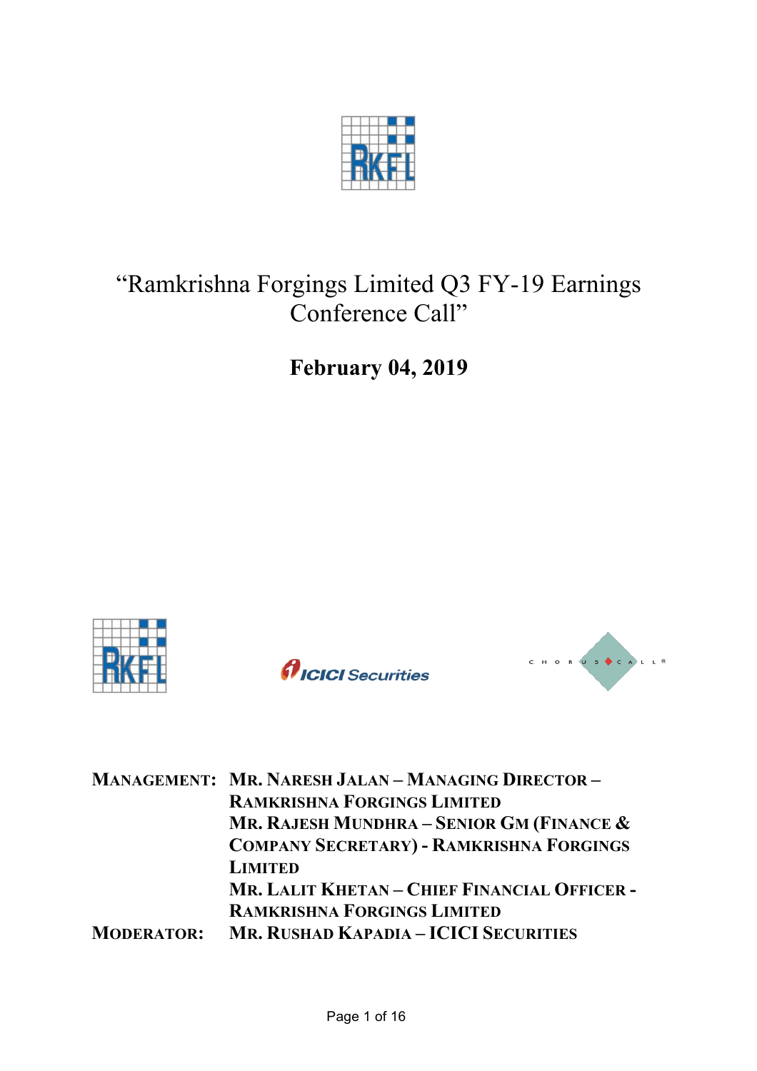# "Ramkrishna Forgings Limited Q3 FY-19 Earnings Conference Call"

## February 04, 2019

**MANAGEMENT:** **MR. NARESH JALAN – MANAGING DIRECTOR – RAMKRISHNA FORGINGS LIMITED**
**MR. RAJESH MUNDHRA – SENIOR GM (FINANCE & COMPANY SECRETARY) - RAMKRISHNA FORGINGS LIMITED**
**MR. LALIT KHETAN – CHIEF FINANCIAL OFFICER - RAMKRISHNA FORGINGS LIMITED**

**MODERATOR:** **MR. RUSHAD KAPADIA – ICICI SECURITIES**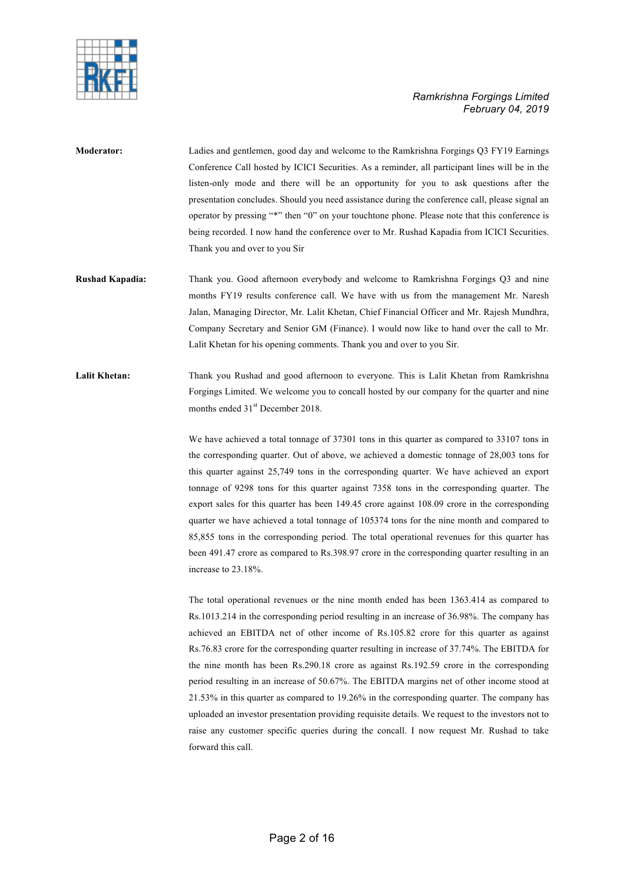**Moderator:** Ladies and gentlemen, good day and welcome to the Ramkrishna Forgings Q3 FY19 Earnings Conference Call hosted by ICICI Securities. As a reminder, all participant lines will be in the listen-only mode and there will be an opportunity for you to ask questions after the presentation concludes. Should you need assistance during the conference call, please signal an operator by pressing "*" then "0" on your touchtone phone. Please note that this conference is being recorded. I now hand the conference over to Mr. Rushad Kapadia from ICICI Securities. Thank you and over to you Sir

**Rushad Kapadia:** Thank you. Good afternoon everybody and welcome to Ramkrishna Forgings Q3 and nine months FY19 results conference call. We have with us from the management Mr. Naresh Jalan, Managing Director, Mr. Lalit Khetan, Chief Financial Officer and Mr. Rajesh Mundhra, Company Secretary and Senior GM (Finance). I would now like to hand over the call to Mr. Lalit Khetan for his opening comments. Thank you and over to you Sir.

**Lalit Khetan:** Thank you Rushad and good afternoon to everyone. This is Lalit Khetan from Ramkrishna Forgings Limited. We welcome you to concall hosted by our company for the quarter and nine months ended 31st December 2018.

We have achieved a total tonnage of 37301 tons in this quarter as compared to 33107 tons in the corresponding quarter. Out of above, we achieved a domestic tonnage of 28,003 tons for this quarter against 25,749 tons in the corresponding quarter. We have achieved an export tonnage of 9298 tons for this quarter against 7358 tons in the corresponding quarter. The export sales for this quarter has been 149.45 crore against 108.09 crore in the corresponding quarter we have achieved a total tonnage of 105374 tons for the nine month and compared to 85,855 tons in the corresponding period. The total operational revenues for this quarter has been 491.47 crore as compared to Rs.398.97 crore in the corresponding quarter resulting in an increase to 23.18%.

The total operational revenues or the nine month ended has been 1363.414 as compared to Rs.1013.214 in the corresponding period resulting in an increase of 36.98%. The company has achieved an EBITDA net of other income of Rs.105.82 crore for this quarter as against Rs.76.83 crore for the corresponding quarter resulting in increase of 37.74%. The EBITDA for the nine month has been Rs.290.18 crore as against Rs.192.59 crore in the corresponding period resulting in an increase of 50.67%. The EBITDA margins net of other income stood at 21.53% in this quarter as compared to 19.26% in the corresponding quarter. The company has uploaded an investor presentation providing requisite details. We request to the investors not to raise any customer specific queries during the concall. I now request Mr. Rushad to take forward this call.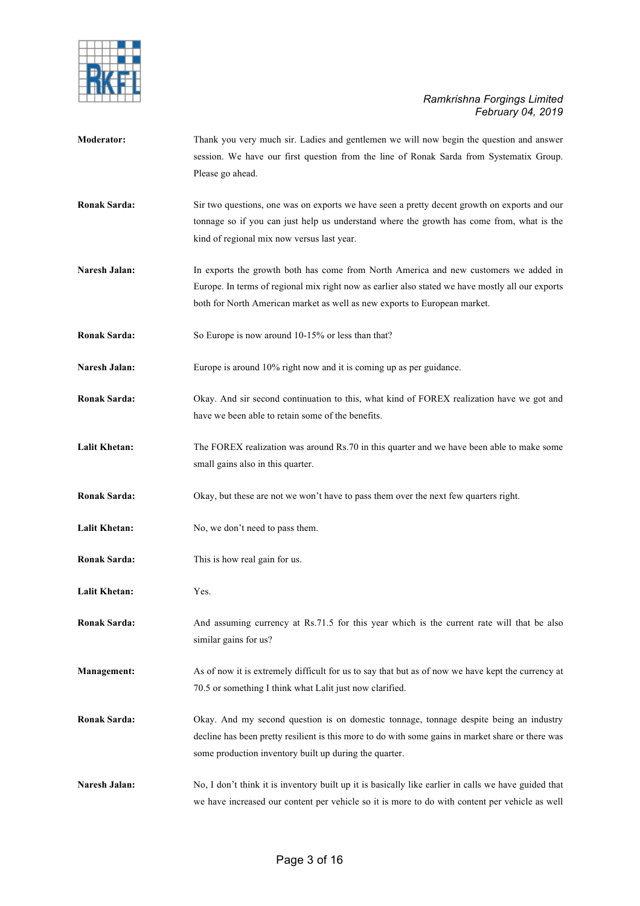**Moderator:** Thank you very much sir. Ladies and gentlemen we will now begin the question and answer session. We have our first question from the line of Ronak Sarda from Systematix Group. Please go ahead.

**Ronak Sarda:** Sir two questions, one was on exports we have seen a pretty decent growth on exports and our tonnage so if you can just help us understand where the growth has come from, what is the kind of regional mix now versus last year.

**Naresh Jalan:** In exports the growth both has come from North America and new customers we added in Europe. In terms of regional mix right now as earlier also stated we have mostly all our exports both for North American market as well as new exports to European market.

**Ronak Sarda:** So Europe is now around 10-15% or less than that?

**Naresh Jalan:** Europe is around 10% right now and it is coming up as per guidance.

**Ronak Sarda:** Okay. And sir second continuation to this, what kind of FOREX realization have we got and have we been able to retain some of the benefits.

**Lalit Khetan:** The FOREX realization was around Rs.70 in this quarter and we have been able to make some small gains also in this quarter.

**Ronak Sarda:** Okay, but these are not we won't have to pass them over the next few quarters right.

**Lalit Khetan:** No, we don't need to pass them.

**Ronak Sarda:** This is how real gain for us.

**Lalit Khetan:** Yes.

**Ronak Sarda:** And assuming currency at Rs.71.5 for this year which is the current rate will that be also similar gains for us?

**Management:** As of now it is extremely difficult for us to say that but as of now we have kept the currency at 70.5 or something I think what Lalit just now clarified.

**Ronak Sarda:** Okay. And my second question is on domestic tonnage, tonnage despite being an industry decline has been pretty resilient is this more to do with some gains in market share or there was some production inventory built up during the quarter.

**Naresh Jalan:** No, I don't think it is inventory built up it is basically like earlier in calls we have guided that we have increased our content per vehicle so it is more to do with content per vehicle as well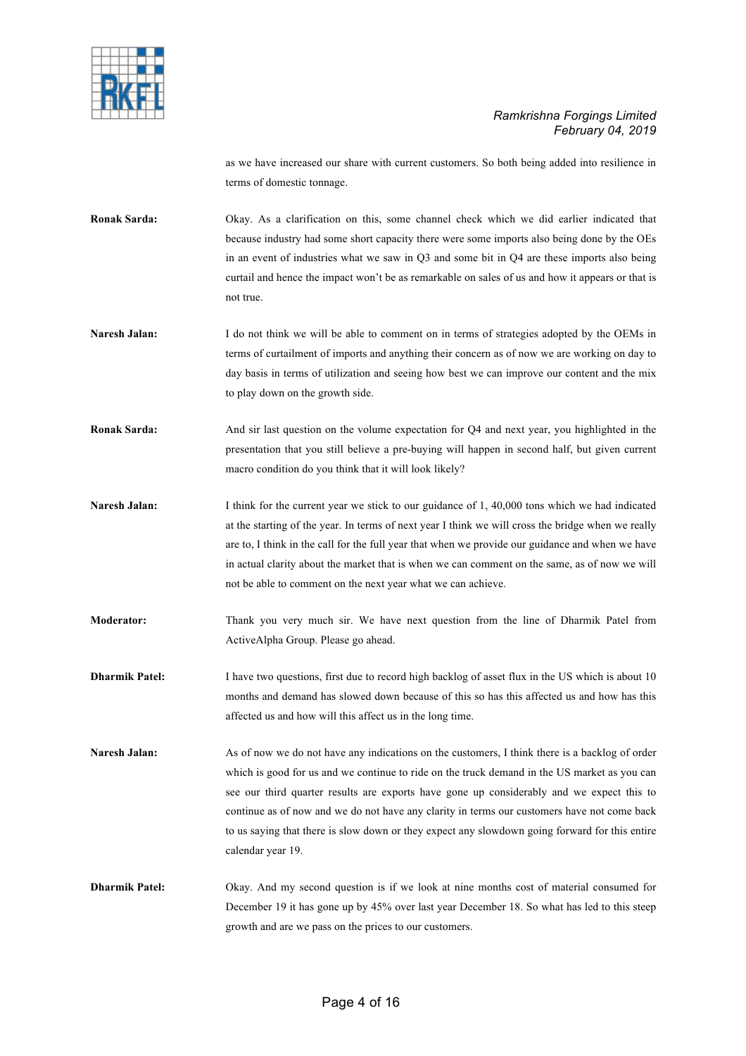as we have increased our share with current customers. So both being added into resilience in terms of domestic tonnage.

**Ronak Sarda:** Okay. As a clarification on this, some channel check which we did earlier indicated that because industry had some short capacity there were some imports also being done by the OEs in an event of industries what we saw in Q3 and some bit in Q4 are these imports also being curtail and hence the impact won't be as remarkable on sales of us and how it appears or that is not true.

**Naresh Jalan:** I do not think we will be able to comment on in terms of strategies adopted by the OEMs in terms of curtailment of imports and anything their concern as of now we are working on day to day basis in terms of utilization and seeing how best we can improve our content and the mix to play down on the growth side.

**Ronak Sarda:** And sir last question on the volume expectation for Q4 and next year, you highlighted in the presentation that you still believe a pre-buying will happen in second half, but given current macro condition do you think that it will look likely?

**Naresh Jalan:** I think for the current year we stick to our guidance of 1, 40,000 tons which we had indicated at the starting of the year. In terms of next year I think we will cross the bridge when we really are to, I think in the call for the full year that when we provide our guidance and when we have in actual clarity about the market that is when we can comment on the same, as of now we will not be able to comment on the next year what we can achieve.

**Moderator:** Thank you very much sir. We have next question from the line of Dharmik Patel from ActiveAlpha Group. Please go ahead.

**Dharmik Patel:** I have two questions, first due to record high backlog of asset flux in the US which is about 10 months and demand has slowed down because of this so has this affected us and how has this affected us and how will this affect us in the long time.

**Naresh Jalan:** As of now we do not have any indications on the customers, I think there is a backlog of order which is good for us and we continue to ride on the truck demand in the US market as you can see our third quarter results are exports have gone up considerably and we expect this to continue as of now and we do not have any clarity in terms our customers have not come back to us saying that there is slow down or they expect any slowdown going forward for this entire calendar year 19.

**Dharmik Patel:** Okay. And my second question is if we look at nine months cost of material consumed for December 19 it has gone up by 45% over last year December 18. So what has led to this steep growth and are we pass on the prices to our customers.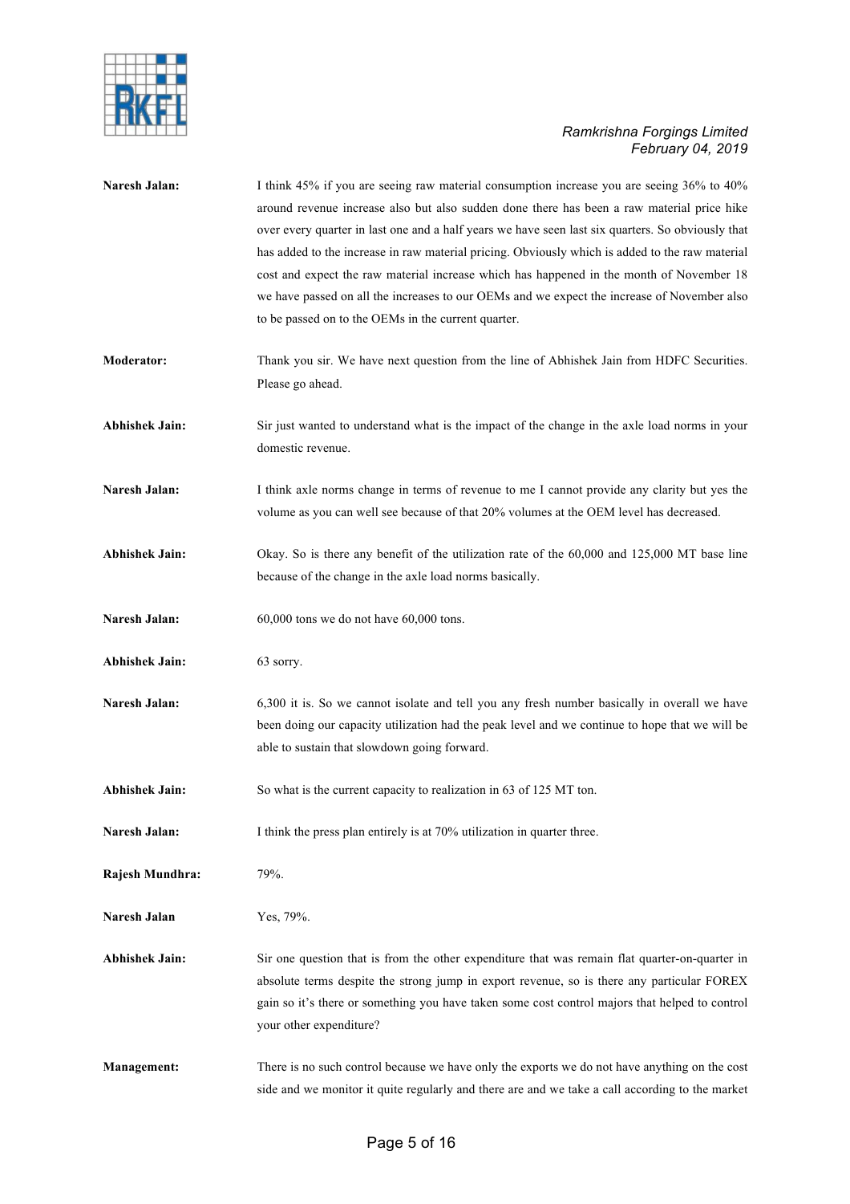**Naresh Jalan:** I think 45% if you are seeing raw material consumption increase you are seeing 36% to 40% around revenue increase also but also sudden done there has been a raw material price hike over every quarter in last one and a half years we have seen last six quarters. So obviously that has added to the increase in raw material pricing. Obviously which is added to the raw material cost and expect the raw material increase which has happened in the month of November 18 we have passed on all the increases to our OEMs and we expect the increase of November also to be passed on to the OEMs in the current quarter.

**Moderator:** Thank you sir. We have next question from the line of Abhishek Jain from HDFC Securities. Please go ahead.

**Abhishek Jain:** Sir just wanted to understand what is the impact of the change in the axle load norms in your domestic revenue.

**Naresh Jalan:** I think axle norms change in terms of revenue to me I cannot provide any clarity but yes the volume as you can well see because of that 20% volumes at the OEM level has decreased.

**Abhishek Jain:** Okay. So is there any benefit of the utilization rate of the 60,000 and 125,000 MT base line because of the change in the axle load norms basically.

**Naresh Jalan:** 60,000 tons we do not have 60,000 tons.

**Abhishek Jain:** 63 sorry.

**Naresh Jalan:** 6,300 it is. So we cannot isolate and tell you any fresh number basically in overall we have been doing our capacity utilization had the peak level and we continue to hope that we will be able to sustain that slowdown going forward.

**Abhishek Jain:** So what is the current capacity to realization in 63 of 125 MT ton.

**Naresh Jalan:** I think the press plan entirely is at 70% utilization in quarter three.

**Rajesh Mundhra:** 79%.

**Naresh Jalan** Yes, 79%.

**Abhishek Jain:** Sir one question that is from the other expenditure that was remain flat quarter-on-quarter in absolute terms despite the strong jump in export revenue, so is there any particular FOREX gain so it's there or something you have taken some cost control majors that helped to control your other expenditure?

**Management:** There is no such control because we have only the exports we do not have anything on the cost side and we monitor it quite regularly and there are and we take a call according to the market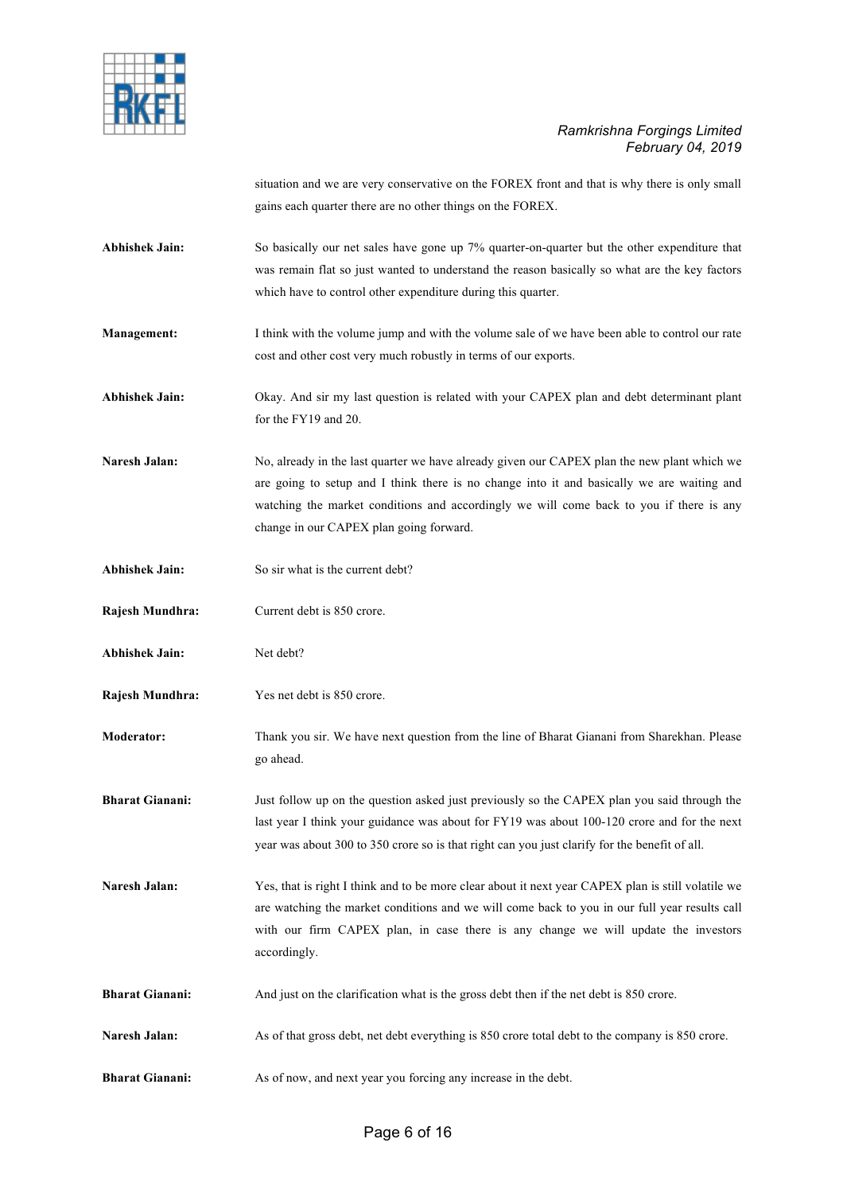situation and we are very conservative on the FOREX front and that is why there is only small gains each quarter there are no other things on the FOREX.

**Abhishek Jain:** So basically our net sales have gone up 7% quarter-on-quarter but the other expenditure that was remain flat so just wanted to understand the reason basically so what are the key factors which have to control other expenditure during this quarter.

**Management:** I think with the volume jump and with the volume sale of we have been able to control our rate cost and other cost very much robustly in terms of our exports.

**Abhishek Jain:** Okay. And sir my last question is related with your CAPEX plan and debt determinant plant for the FY19 and 20.

**Naresh Jalan:** No, already in the last quarter we have already given our CAPEX plan the new plant which we are going to setup and I think there is no change into it and basically we are waiting and watching the market conditions and accordingly we will come back to you if there is any change in our CAPEX plan going forward.

**Abhishek Jain:** So sir what is the current debt?

**Rajesh Mundhra:** Current debt is 850 crore.

**Abhishek Jain:** Net debt?

**Rajesh Mundhra:** Yes net debt is 850 crore.

**Moderator:** Thank you sir. We have next question from the line of Bharat Gianani from Sharekhan. Please go ahead.

**Bharat Gianani:** Just follow up on the question asked just previously so the CAPEX plan you said through the last year I think your guidance was about for FY19 was about 100-120 crore and for the next year was about 300 to 350 crore so is that right can you just clarify for the benefit of all.

**Naresh Jalan:** Yes, that is right I think and to be more clear about it next year CAPEX plan is still volatile we are watching the market conditions and we will come back to you in our full year results call with our firm CAPEX plan, in case there is any change we will update the investors accordingly.

**Bharat Gianani:** And just on the clarification what is the gross debt then if the net debt is 850 crore.

**Naresh Jalan:** As of that gross debt, net debt everything is 850 crore total debt to the company is 850 crore.

**Bharat Gianani:** As of now, and next year you forcing any increase in the debt.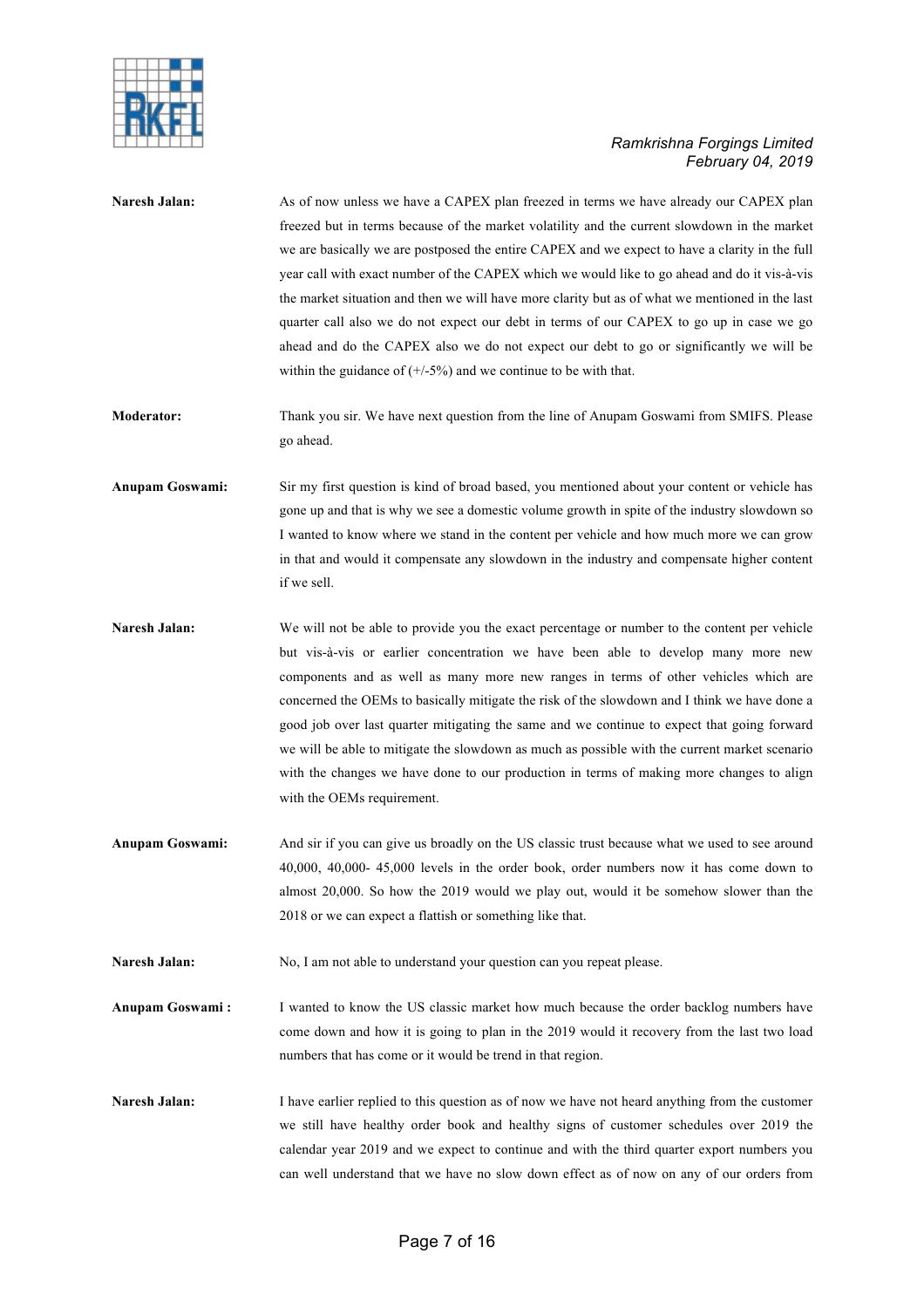**Naresh Jalan:** As of now unless we have a CAPEX plan freezed in terms we have already our CAPEX plan freezed but in terms because of the market volatility and the current slowdown in the market we are basically we are postposed the entire CAPEX and we expect to have a clarity in the full year call with exact number of the CAPEX which we would like to go ahead and do it vis-à-vis the market situation and then we will have more clarity but as of what we mentioned in the last quarter call also we do not expect our debt in terms of our CAPEX to go up in case we go ahead and do the CAPEX also we do not expect our debt to go or significantly we will be within the guidance of (+/-5%) and we continue to be with that.

**Moderator:** Thank you sir. We have next question from the line of Anupam Goswami from SMIFS. Please go ahead.

**Anupam Goswami:** Sir my first question is kind of broad based, you mentioned about your content or vehicle has gone up and that is why we see a domestic volume growth in spite of the industry slowdown so I wanted to know where we stand in the content per vehicle and how much more we can grow in that and would it compensate any slowdown in the industry and compensate higher content if we sell.

**Naresh Jalan:** We will not be able to provide you the exact percentage or number to the content per vehicle but vis-à-vis or earlier concentration we have been able to develop many more new components and as well as many more new ranges in terms of other vehicles which are concerned the OEMs to basically mitigate the risk of the slowdown and I think we have done a good job over last quarter mitigating the same and we continue to expect that going forward we will be able to mitigate the slowdown as much as possible with the current market scenario with the changes we have done to our production in terms of making more changes to align with the OEMs requirement.

**Anupam Goswami:** And sir if you can give us broadly on the US classic trust because what we used to see around 40,000, 40,000- 45,000 levels in the order book, order numbers now it has come down to almost 20,000. So how the 2019 would we play out, would it be somehow slower than the 2018 or we can expect a flattish or something like that.

**Naresh Jalan:** No, I am not able to understand your question can you repeat please.

**Anupam Goswami :** I wanted to know the US classic market how much because the order backlog numbers have come down and how it is going to plan in the 2019 would it recovery from the last two load numbers that has come or it would be trend in that region.

**Naresh Jalan:** I have earlier replied to this question as of now we have not heard anything from the customer we still have healthy order book and healthy signs of customer schedules over 2019 the calendar year 2019 and we expect to continue and with the third quarter export numbers you can well understand that we have no slow down effect as of now on any of our orders from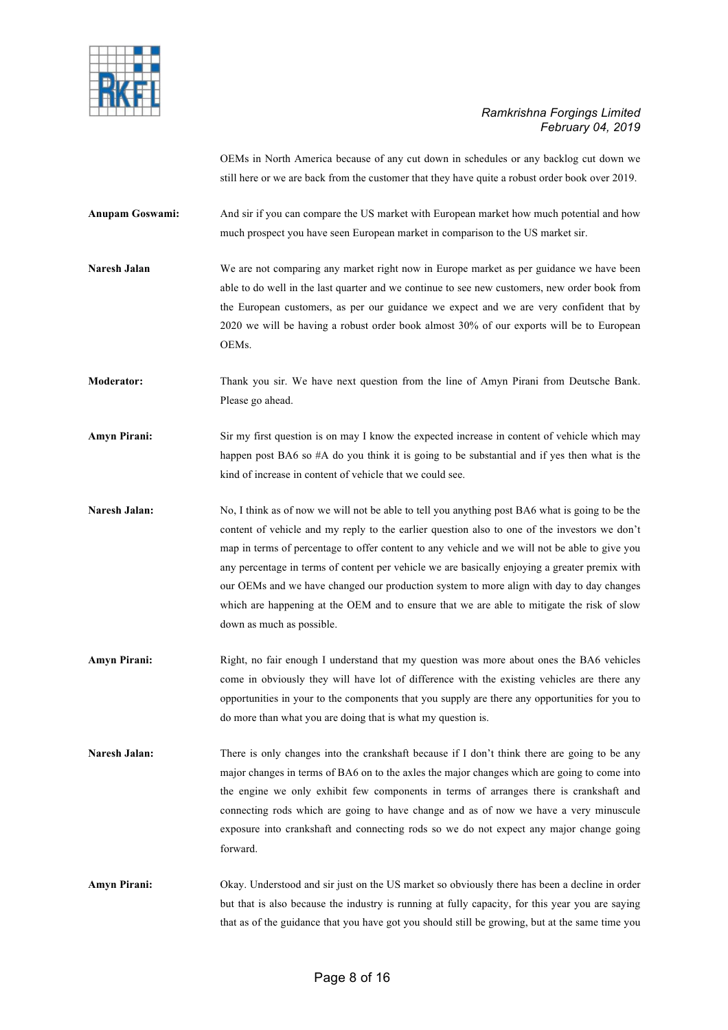OEMs in North America because of any cut down in schedules or any backlog cut down we still here or we are back from the customer that they have quite a robust order book over 2019.

**Anupam Goswami:** And sir if you can compare the US market with European market how much potential and how much prospect you have seen European market in comparison to the US market sir.

**Naresh Jalan** We are not comparing any market right now in Europe market as per guidance we have been able to do well in the last quarter and we continue to see new customers, new order book from the European customers, as per our guidance we expect and we are very confident that by 2020 we will be having a robust order book almost 30% of our exports will be to European OEMs.

**Moderator:** Thank you sir. We have next question from the line of Amyn Pirani from Deutsche Bank. Please go ahead.

**Amyn Pirani:** Sir my first question is on may I know the expected increase in content of vehicle which may happen post BA6 so #A do you think it is going to be substantial and if yes then what is the kind of increase in content of vehicle that we could see.

**Naresh Jalan:** No, I think as of now we will not be able to tell you anything post BA6 what is going to be the content of vehicle and my reply to the earlier question also to one of the investors we don't map in terms of percentage to offer content to any vehicle and we will not be able to give you any percentage in terms of content per vehicle we are basically enjoying a greater premix with our OEMs and we have changed our production system to more align with day to day changes which are happening at the OEM and to ensure that we are able to mitigate the risk of slow down as much as possible.

**Amyn Pirani:** Right, no fair enough I understand that my question was more about ones the BA6 vehicles come in obviously they will have lot of difference with the existing vehicles are there any opportunities in your to the components that you supply are there any opportunities for you to do more than what you are doing that is what my question is.

**Naresh Jalan:** There is only changes into the crankshaft because if I don't think there are going to be any major changes in terms of BA6 on to the axles the major changes which are going to come into the engine we only exhibit few components in terms of arranges there is crankshaft and connecting rods which are going to have change and as of now we have a very minuscule exposure into crankshaft and connecting rods so we do not expect any major change going forward.

**Amyn Pirani:** Okay. Understood and sir just on the US market so obviously there has been a decline in order but that is also because the industry is running at fully capacity, for this year you are saying that as of the guidance that you have got you should still be growing, but at the same time you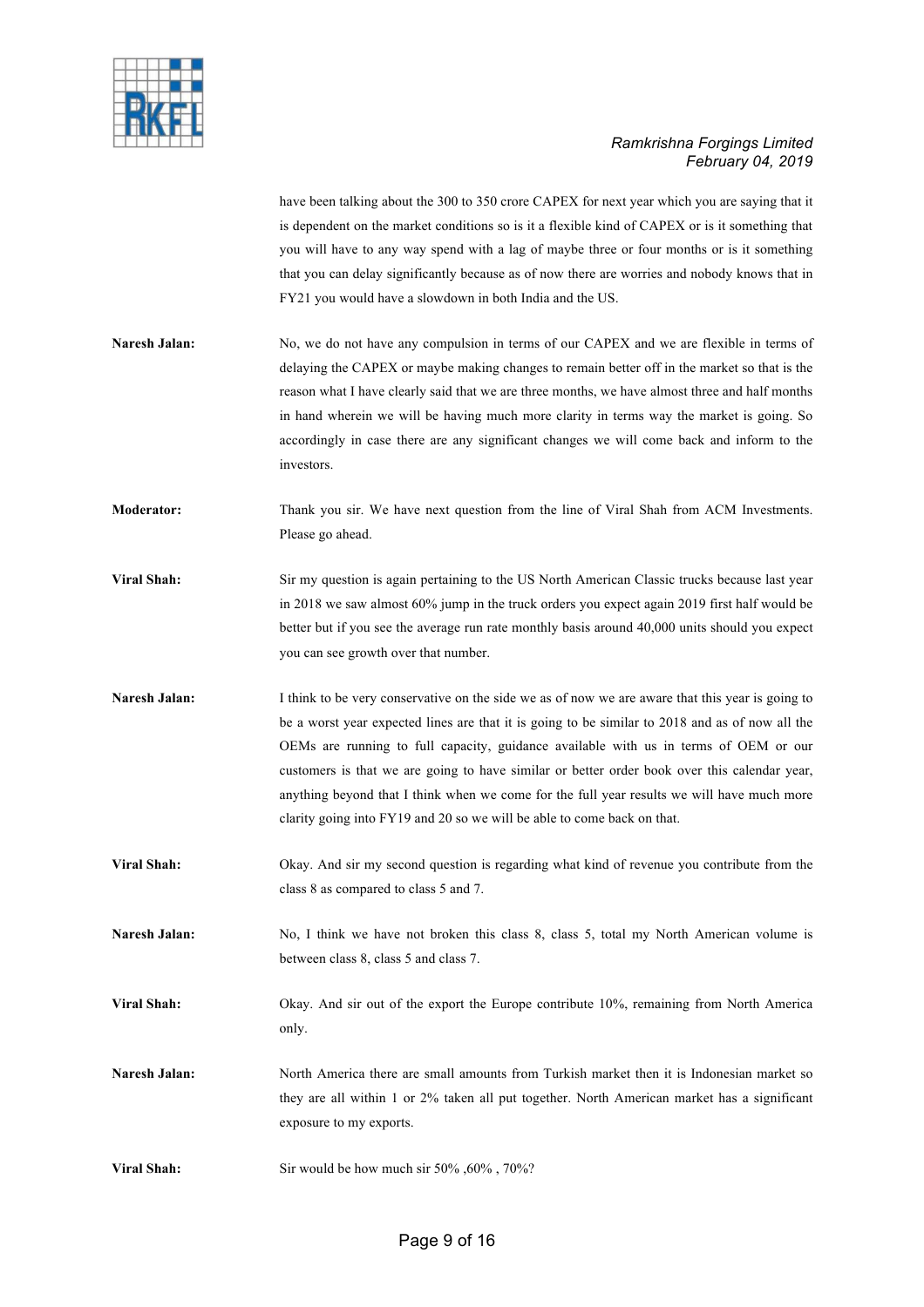have been talking about the 300 to 350 crore CAPEX for next year which you are saying that it is dependent on the market conditions so is it a flexible kind of CAPEX or is it something that you will have to any way spend with a lag of maybe three or four months or is it something that you can delay significantly because as of now there are worries and nobody knows that in FY21 you would have a slowdown in both India and the US.

**Naresh Jalan:** No, we do not have any compulsion in terms of our CAPEX and we are flexible in terms of delaying the CAPEX or maybe making changes to remain better off in the market so that is the reason what I have clearly said that we are three months, we have almost three and half months in hand wherein we will be having much more clarity in terms way the market is going. So accordingly in case there are any significant changes we will come back and inform to the investors.

**Moderator:** Thank you sir. We have next question from the line of Viral Shah from ACM Investments. Please go ahead.

**Viral Shah:** Sir my question is again pertaining to the US North American Classic trucks because last year in 2018 we saw almost 60% jump in the truck orders you expect again 2019 first half would be better but if you see the average run rate monthly basis around 40,000 units should you expect you can see growth over that number.

**Naresh Jalan:** I think to be very conservative on the side we as of now we are aware that this year is going to be a worst year expected lines are that it is going to be similar to 2018 and as of now all the OEMs are running to full capacity, guidance available with us in terms of OEM or our customers is that we are going to have similar or better order book over this calendar year, anything beyond that I think when we come for the full year results we will have much more clarity going into FY19 and 20 so we will be able to come back on that.

**Viral Shah:** Okay. And sir my second question is regarding what kind of revenue you contribute from the class 8 as compared to class 5 and 7.

**Naresh Jalan:** No, I think we have not broken this class 8, class 5, total my North American volume is between class 8, class 5 and class 7.

**Viral Shah:** Okay. And sir out of the export the Europe contribute 10%, remaining from North America only.

**Naresh Jalan:** North America there are small amounts from Turkish market then it is Indonesian market so they are all within 1 or 2% taken all put together. North American market has a significant exposure to my exports.

**Viral Shah:** Sir would be how much sir 50% ,60% , 70%?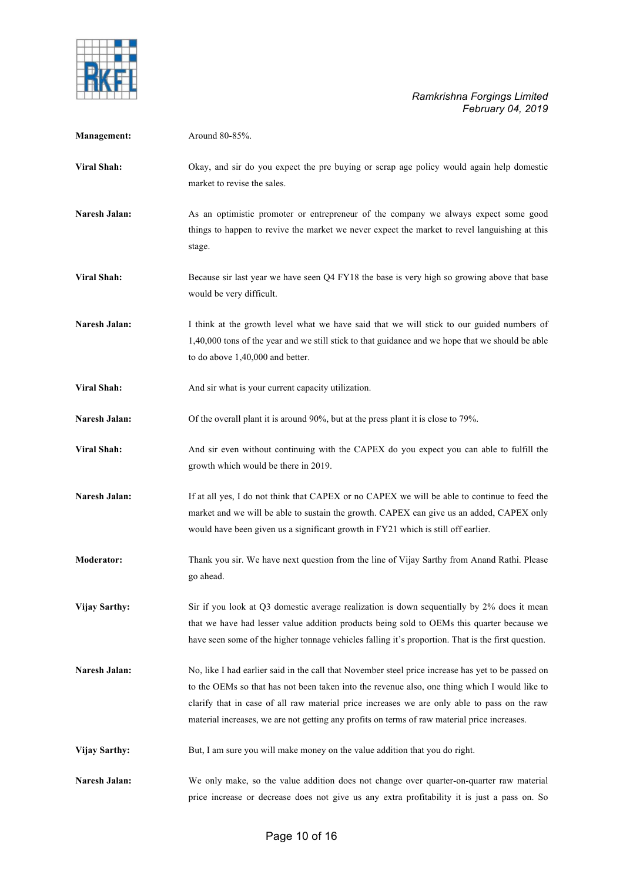**Management:** Around 80-85%.

**Viral Shah:** Okay, and sir do you expect the pre buying or scrap age policy would again help domestic market to revise the sales.

**Naresh Jalan:** As an optimistic promoter or entrepreneur of the company we always expect some good things to happen to revive the market we never expect the market to revel languishing at this stage.

**Viral Shah:** Because sir last year we have seen Q4 FY18 the base is very high so growing above that base would be very difficult.

**Naresh Jalan:** I think at the growth level what we have said that we will stick to our guided numbers of 1,40,000 tons of the year and we still stick to that guidance and we hope that we should be able to do above 1,40,000 and better.

**Viral Shah:** And sir what is your current capacity utilization.

**Naresh Jalan:** Of the overall plant it is around 90%, but at the press plant it is close to 79%.

**Viral Shah:** And sir even without continuing with the CAPEX do you expect you can able to fulfill the growth which would be there in 2019.

**Naresh Jalan:** If at all yes, I do not think that CAPEX or no CAPEX we will be able to continue to feed the market and we will be able to sustain the growth. CAPEX can give us an added, CAPEX only would have been given us a significant growth in FY21 which is still off earlier.

**Moderator:** Thank you sir. We have next question from the line of Vijay Sarthy from Anand Rathi. Please go ahead.

**Vijay Sarthy:** Sir if you look at Q3 domestic average realization is down sequentially by 2% does it mean that we have had lesser value addition products being sold to OEMs this quarter because we have seen some of the higher tonnage vehicles falling it's proportion. That is the first question.

**Naresh Jalan:** No, like I had earlier said in the call that November steel price increase has yet to be passed on to the OEMs so that has not been taken into the revenue also, one thing which I would like to clarify that in case of all raw material price increases we are only able to pass on the raw material increases, we are not getting any profits on terms of raw material price increases.

**Vijay Sarthy:** But, I am sure you will make money on the value addition that you do right.

**Naresh Jalan:** We only make, so the value addition does not change over quarter-on-quarter raw material price increase or decrease does not give us any extra profitability it is just a pass on. So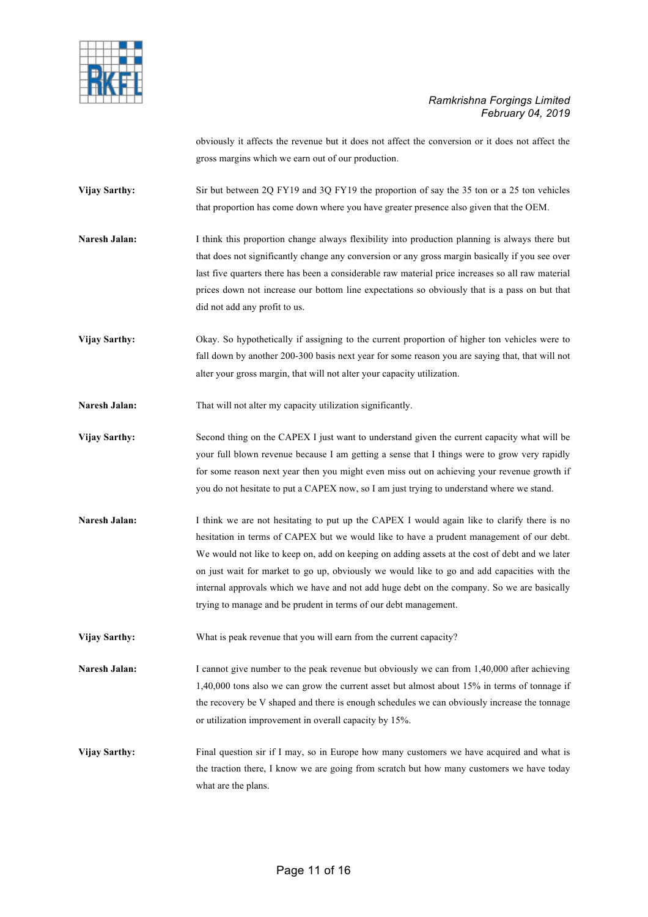obviously it affects the revenue but it does not affect the conversion or it does not affect the gross margins which we earn out of our production.

**Vijay Sarthy:** Sir but between 2Q FY19 and 3Q FY19 the proportion of say the 35 ton or a 25 ton vehicles that proportion has come down where you have greater presence also given that the OEM.

**Naresh Jalan:** I think this proportion change always flexibility into production planning is always there but that does not significantly change any conversion or any gross margin basically if you see over last five quarters there has been a considerable raw material price increases so all raw material prices down not increase our bottom line expectations so obviously that is a pass on but that did not add any profit to us.

**Vijay Sarthy:** Okay. So hypothetically if assigning to the current proportion of higher ton vehicles were to fall down by another 200-300 basis next year for some reason you are saying that, that will not alter your gross margin, that will not alter your capacity utilization.

**Naresh Jalan:** That will not alter my capacity utilization significantly.

**Vijay Sarthy:** Second thing on the CAPEX I just want to understand given the current capacity what will be your full blown revenue because I am getting a sense that I things were to grow very rapidly for some reason next year then you might even miss out on achieving your revenue growth if you do not hesitate to put a CAPEX now, so I am just trying to understand where we stand.

**Naresh Jalan:** I think we are not hesitating to put up the CAPEX I would again like to clarify there is no hesitation in terms of CAPEX but we would like to have a prudent management of our debt. We would not like to keep on, add on keeping on adding assets at the cost of debt and we later on just wait for market to go up, obviously we would like to go and add capacities with the internal approvals which we have and not add huge debt on the company. So we are basically trying to manage and be prudent in terms of our debt management.

**Vijay Sarthy:** What is peak revenue that you will earn from the current capacity?

**Naresh Jalan:** I cannot give number to the peak revenue but obviously we can from 1,40,000 after achieving 1,40,000 tons also we can grow the current asset but almost about 15% in terms of tonnage if the recovery be V shaped and there is enough schedules we can obviously increase the tonnage or utilization improvement in overall capacity by 15%.

**Vijay Sarthy:** Final question sir if I may, so in Europe how many customers we have acquired and what is the traction there, I know we are going from scratch but how many customers we have today what are the plans.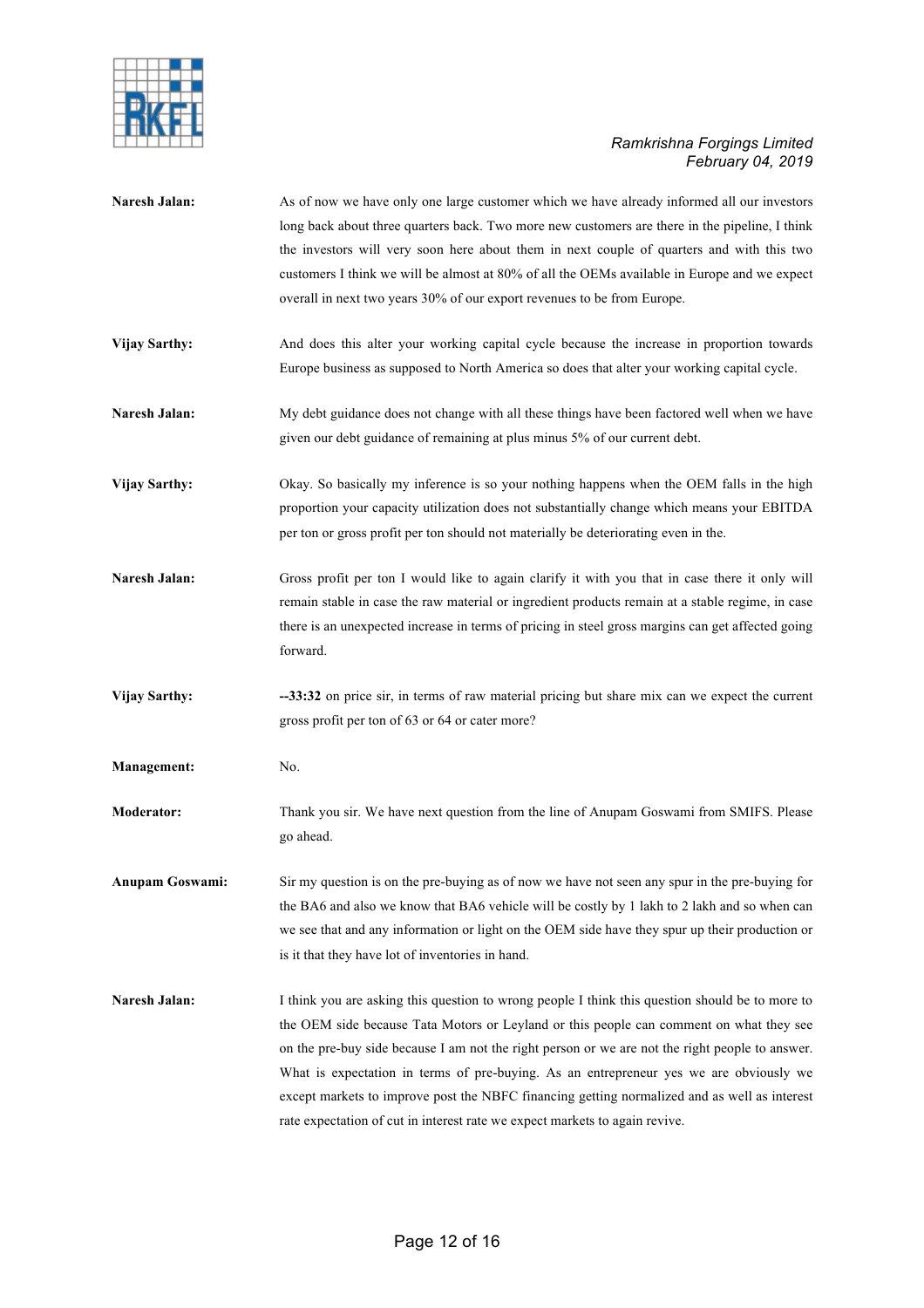**Naresh Jalan:** As of now we have only one large customer which we have already informed all our investors long back about three quarters back. Two more new customers are there in the pipeline, I think the investors will very soon here about them in next couple of quarters and with this two customers I think we will be almost at 80% of all the OEMs available in Europe and we expect overall in next two years 30% of our export revenues to be from Europe.

**Vijay Sarthy:** And does this alter your working capital cycle because the increase in proportion towards Europe business as supposed to North America so does that alter your working capital cycle.

**Naresh Jalan:** My debt guidance does not change with all these things have been factored well when we have given our debt guidance of remaining at plus minus 5% of our current debt.

**Vijay Sarthy:** Okay. So basically my inference is so your nothing happens when the OEM falls in the high proportion your capacity utilization does not substantially change which means your EBITDA per ton or gross profit per ton should not materially be deteriorating even in the.

**Naresh Jalan:** Gross profit per ton I would like to again clarify it with you that in case there it only will remain stable in case the raw material or ingredient products remain at a stable regime, in case there is an unexpected increase in terms of pricing in steel gross margins can get affected going forward.

**Vijay Sarthy:** **--33:32** on price sir, in terms of raw material pricing but share mix can we expect the current gross profit per ton of 63 or 64 or cater more?

**Management:** No.

**Moderator:** Thank you sir. We have next question from the line of Anupam Goswami from SMIFS. Please go ahead.

**Anupam Goswami:** Sir my question is on the pre-buying as of now we have not seen any spur in the pre-buying for the BA6 and also we know that BA6 vehicle will be costly by 1 lakh to 2 lakh and so when can we see that and any information or light on the OEM side have they spur up their production or is it that they have lot of inventories in hand.

**Naresh Jalan:** I think you are asking this question to wrong people I think this question should be to more to the OEM side because Tata Motors or Leyland or this people can comment on what they see on the pre-buy side because I am not the right person or we are not the right people to answer. What is expectation in terms of pre-buying. As an entrepreneur yes we are obviously we except markets to improve post the NBFC financing getting normalized and as well as interest rate expectation of cut in interest rate we expect markets to again revive.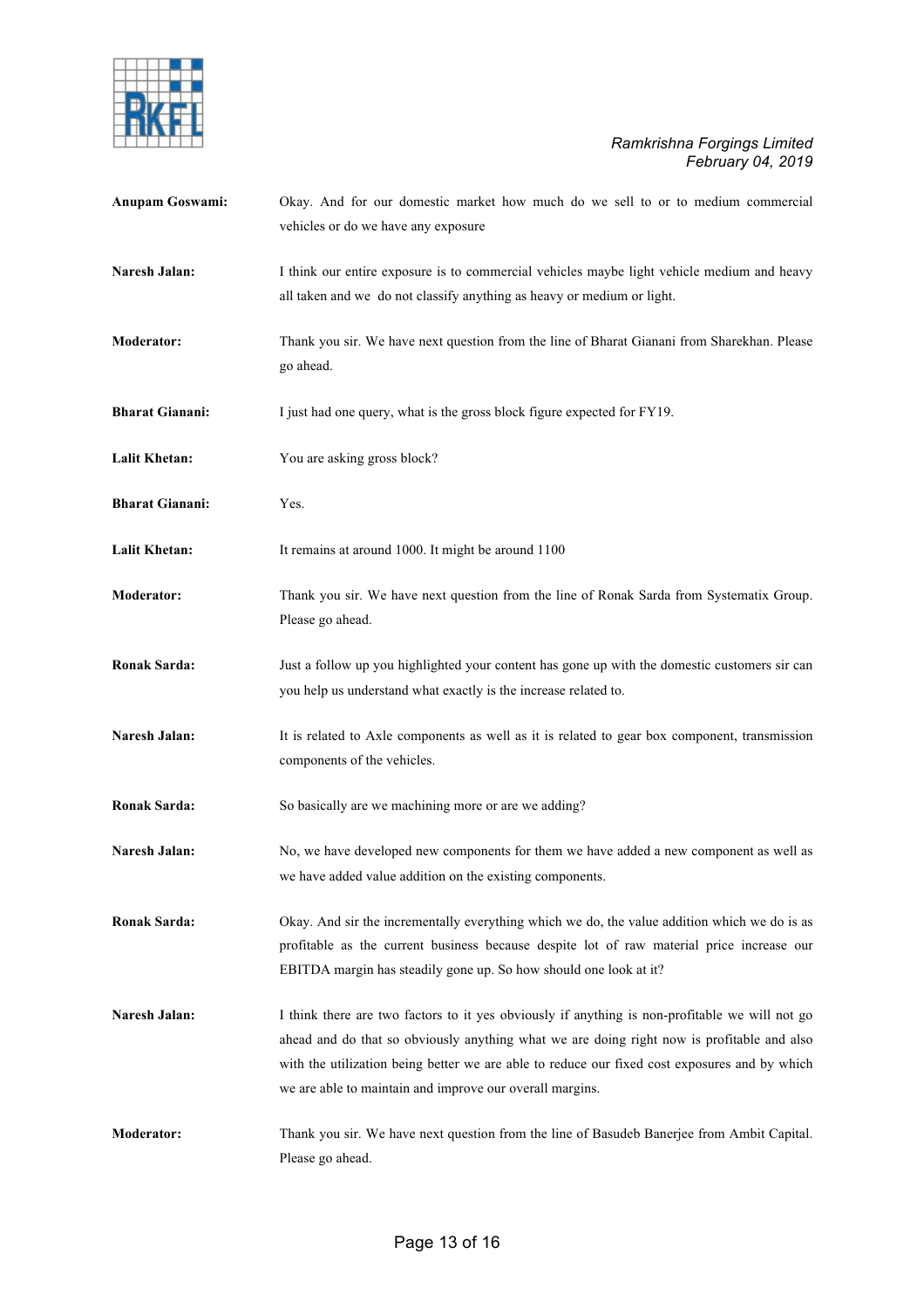**Anupam Goswami:** Okay. And for our domestic market how much do we sell to or to medium commercial vehicles or do we have any exposure

**Naresh Jalan:** I think our entire exposure is to commercial vehicles maybe light vehicle medium and heavy all taken and we do not classify anything as heavy or medium or light.

**Moderator:** Thank you sir. We have next question from the line of Bharat Gianani from Sharekhan. Please go ahead.

**Bharat Gianani:** I just had one query, what is the gross block figure expected for FY19.

**Lalit Khetan:** You are asking gross block?

**Bharat Gianani:** Yes.

**Lalit Khetan:** It remains at around 1000. It might be around 1100

**Moderator:** Thank you sir. We have next question from the line of Ronak Sarda from Systematix Group. Please go ahead.

**Ronak Sarda:** Just a follow up you highlighted your content has gone up with the domestic customers sir can you help us understand what exactly is the increase related to.

**Naresh Jalan:** It is related to Axle components as well as it is related to gear box component, transmission components of the vehicles.

**Ronak Sarda:** So basically are we machining more or are we adding?

**Naresh Jalan:** No, we have developed new components for them we have added a new component as well as we have added value addition on the existing components.

**Ronak Sarda:** Okay. And sir the incrementally everything which we do, the value addition which we do is as profitable as the current business because despite lot of raw material price increase our EBITDA margin has steadily gone up. So how should one look at it?

**Naresh Jalan:** I think there are two factors to it yes obviously if anything is non-profitable we will not go ahead and do that so obviously anything what we are doing right now is profitable and also with the utilization being better we are able to reduce our fixed cost exposures and by which we are able to maintain and improve our overall margins.

**Moderator:** Thank you sir. We have next question from the line of Basudeb Banerjee from Ambit Capital. Please go ahead.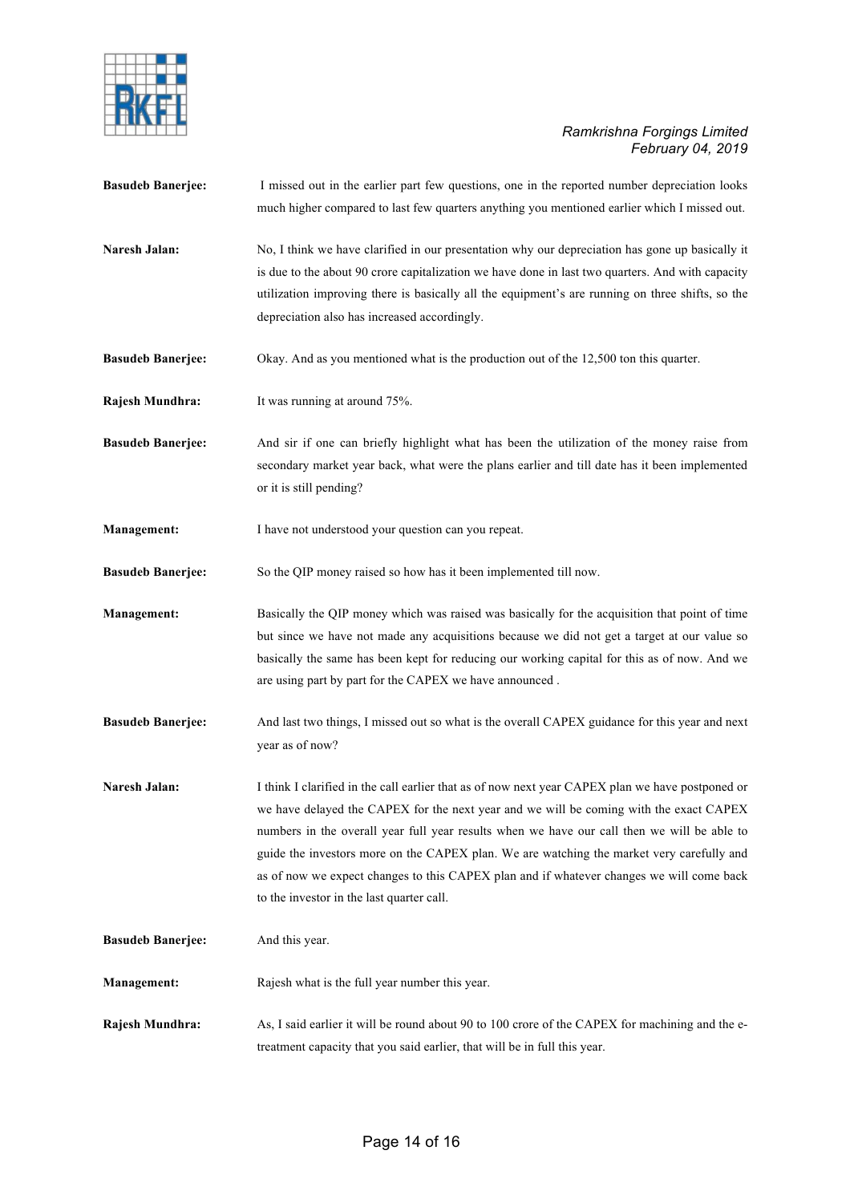**Basudeb Banerjee:** I missed out in the earlier part few questions, one in the reported number depreciation looks much higher compared to last few quarters anything you mentioned earlier which I missed out.

**Naresh Jalan:** No, I think we have clarified in our presentation why our depreciation has gone up basically it is due to the about 90 crore capitalization we have done in last two quarters. And with capacity utilization improving there is basically all the equipment's are running on three shifts, so the depreciation also has increased accordingly.

**Basudeb Banerjee:** Okay. And as you mentioned what is the production out of the 12,500 ton this quarter.

**Rajesh Mundhra:** It was running at around 75%.

**Basudeb Banerjee:** And sir if one can briefly highlight what has been the utilization of the money raise from secondary market year back, what were the plans earlier and till date has it been implemented or it is still pending?

**Management:** I have not understood your question can you repeat.

**Basudeb Banerjee:** So the QIP money raised so how has it been implemented till now.

**Management:** Basically the QIP money which was raised was basically for the acquisition that point of time but since we have not made any acquisitions because we did not get a target at our value so basically the same has been kept for reducing our working capital for this as of now. And we are using part by part for the CAPEX we have announced .

**Basudeb Banerjee:** And last two things, I missed out so what is the overall CAPEX guidance for this year and next year as of now?

**Naresh Jalan:** I think I clarified in the call earlier that as of now next year CAPEX plan we have postponed or we have delayed the CAPEX for the next year and we will be coming with the exact CAPEX numbers in the overall year full year results when we have our call then we will be able to guide the investors more on the CAPEX plan. We are watching the market very carefully and as of now we expect changes to this CAPEX plan and if whatever changes we will come back to the investor in the last quarter call.

**Basudeb Banerjee:** And this year.

**Management:** Rajesh what is the full year number this year.

**Rajesh Mundhra:** As, I said earlier it will be round about 90 to 100 crore of the CAPEX for machining and the e-treatment capacity that you said earlier, that will be in full this year.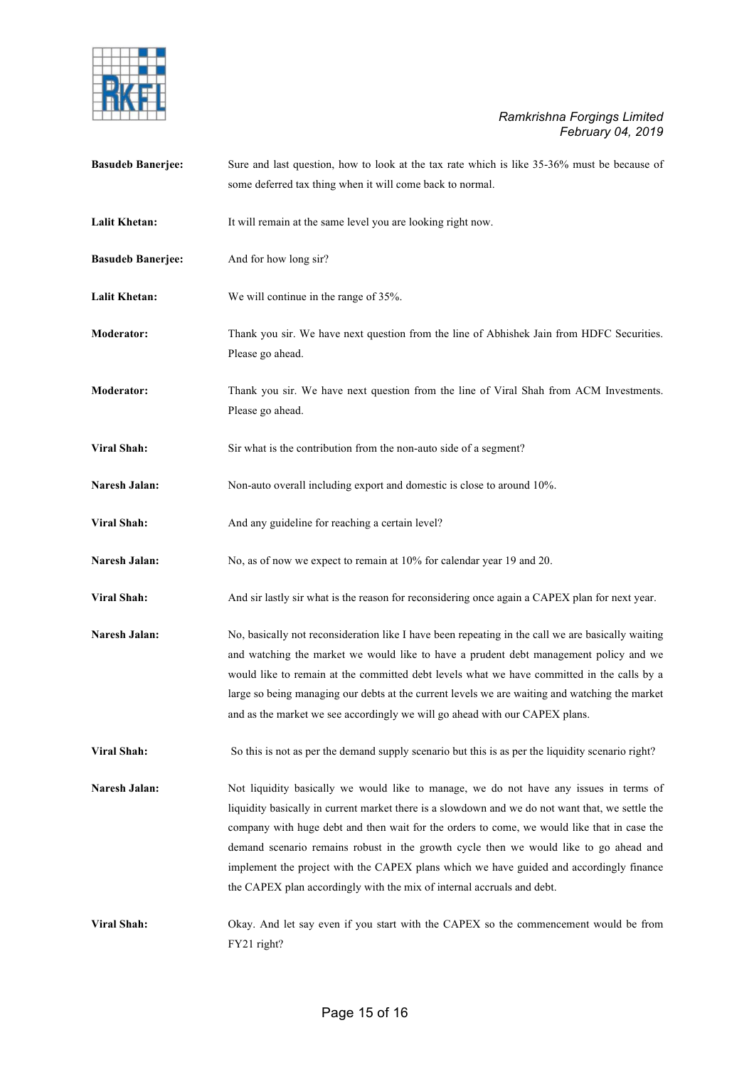**Basudeb Banerjee:** Sure and last question, how to look at the tax rate which is like 35-36% must be because of some deferred tax thing when it will come back to normal.

**Lalit Khetan:** It will remain at the same level you are looking right now.

**Basudeb Banerjee:** And for how long sir?

**Lalit Khetan:** We will continue in the range of 35%.

**Moderator:** Thank you sir. We have next question from the line of Abhishek Jain from HDFC Securities. Please go ahead.

**Moderator:** Thank you sir. We have next question from the line of Viral Shah from ACM Investments. Please go ahead.

**Viral Shah:** Sir what is the contribution from the non-auto side of a segment?

**Naresh Jalan:** Non-auto overall including export and domestic is close to around 10%.

**Viral Shah:** And any guideline for reaching a certain level?

**Naresh Jalan:** No, as of now we expect to remain at 10% for calendar year 19 and 20.

**Viral Shah:** And sir lastly sir what is the reason for reconsidering once again a CAPEX plan for next year.

**Naresh Jalan:** No, basically not reconsideration like I have been repeating in the call we are basically waiting and watching the market we would like to have a prudent debt management policy and we would like to remain at the committed debt levels what we have committed in the calls by a large so being managing our debts at the current levels we are waiting and watching the market and as the market we see accordingly we will go ahead with our CAPEX plans.

**Viral Shah:** So this is not as per the demand supply scenario but this is as per the liquidity scenario right?

**Naresh Jalan:** Not liquidity basically we would like to manage, we do not have any issues in terms of liquidity basically in current market there is a slowdown and we do not want that, we settle the company with huge debt and then wait for the orders to come, we would like that in case the demand scenario remains robust in the growth cycle then we would like to go ahead and implement the project with the CAPEX plans which we have guided and accordingly finance the CAPEX plan accordingly with the mix of internal accruals and debt.

**Viral Shah:** Okay. And let say even if you start with the CAPEX so the commencement would be from FY21 right?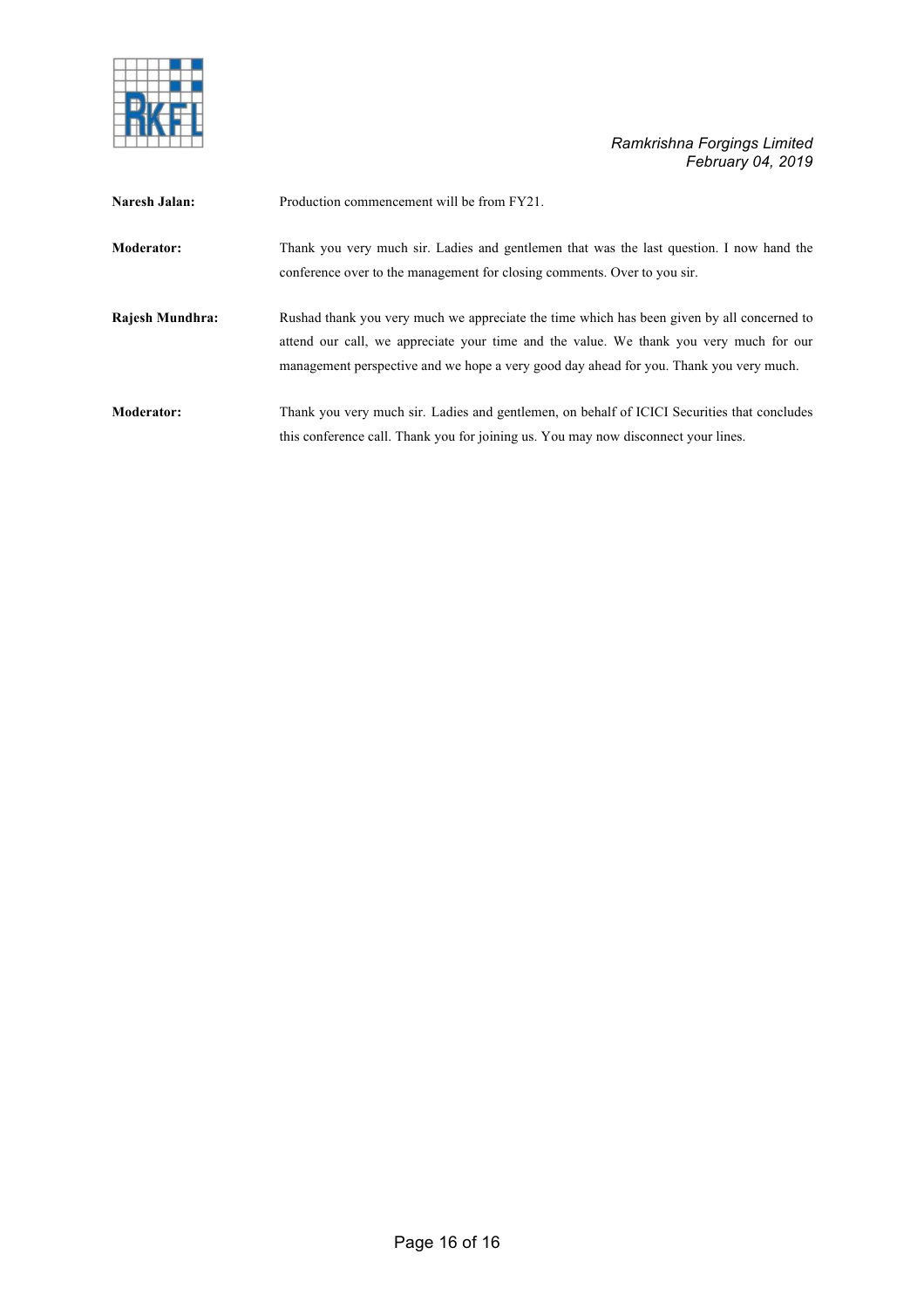**Naresh Jalan:** Production commencement will be from FY21.

**Moderator:** Thank you very much sir. Ladies and gentlemen that was the last question. I now hand the conference over to the management for closing comments. Over to you sir.

**Rajesh Mundhra:** Rushad thank you very much we appreciate the time which has been given by all concerned to attend our call, we appreciate your time and the value. We thank you very much for our management perspective and we hope a very good day ahead for you. Thank you very much.

**Moderator:** Thank you very much sir. Ladies and gentlemen, on behalf of ICICI Securities that concludes this conference call. Thank you for joining us. You may now disconnect your lines.